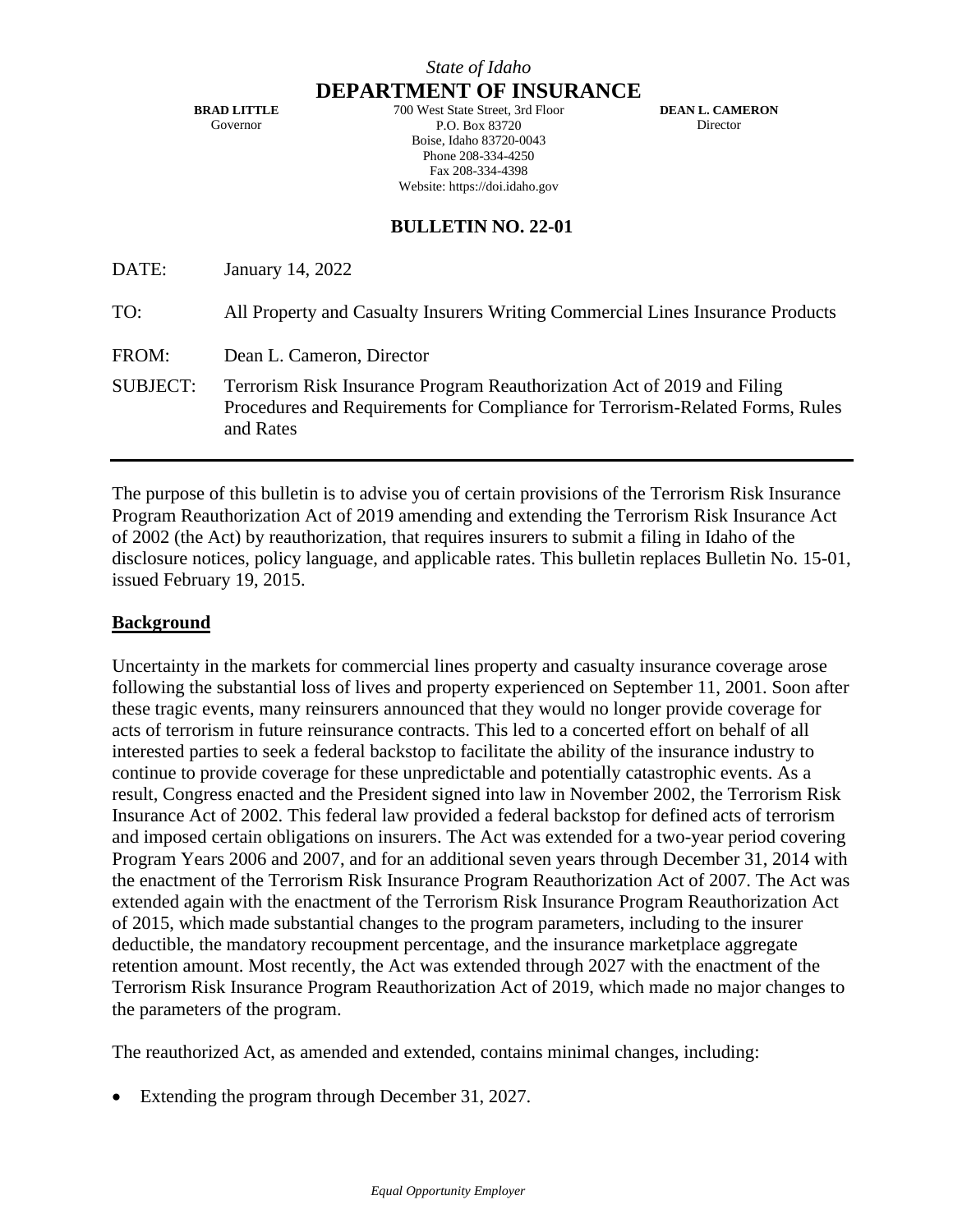*State of Idaho*

# DEPARTMENT OF INSURANCE

**BRAD LITTLE**
Governor

700 West State Street, 3rd Floor
P.O. Box 83720
Boise, Idaho 83720-0043
Phone 208-334-4250
Fax 208-334-4398
Website: https://doi.idaho.gov

**DEAN L. CAMERON**
Director

## BULLETIN NO. 22-01

DATE: January 14, 2022

TO: All Property and Casualty Insurers Writing Commercial Lines Insurance Products

FROM: Dean L. Cameron, Director

SUBJECT: Terrorism Risk Insurance Program Reauthorization Act of 2019 and Filing Procedures and Requirements for Compliance for Terrorism-Related Forms, Rules and Rates

---

The purpose of this bulletin is to advise you of certain provisions of the Terrorism Risk Insurance Program Reauthorization Act of 2019 amending and extending the Terrorism Risk Insurance Act of 2002 (the Act) by reauthorization, that requires insurers to submit a filing in Idaho of the disclosure notices, policy language, and applicable rates. This bulletin replaces Bulletin No. 15-01, issued February 19, 2015.

### Background

Uncertainty in the markets for commercial lines property and casualty insurance coverage arose following the substantial loss of lives and property experienced on September 11, 2001. Soon after these tragic events, many reinsurers announced that they would no longer provide coverage for acts of terrorism in future reinsurance contracts. This led to a concerted effort on behalf of all interested parties to seek a federal backstop to facilitate the ability of the insurance industry to continue to provide coverage for these unpredictable and potentially catastrophic events. As a result, Congress enacted and the President signed into law in November 2002, the Terrorism Risk Insurance Act of 2002. This federal law provided a federal backstop for defined acts of terrorism and imposed certain obligations on insurers. The Act was extended for a two-year period covering Program Years 2006 and 2007, and for an additional seven years through December 31, 2014 with the enactment of the Terrorism Risk Insurance Program Reauthorization Act of 2007. The Act was extended again with the enactment of the Terrorism Risk Insurance Program Reauthorization Act of 2015, which made substantial changes to the program parameters, including to the insurer deductible, the mandatory recoupment percentage, and the insurance marketplace aggregate retention amount. Most recently, the Act was extended through 2027 with the enactment of the Terrorism Risk Insurance Program Reauthorization Act of 2019, which made no major changes to the parameters of the program.

The reauthorized Act, as amended and extended, contains minimal changes, including:

- Extending the program through December 31, 2027.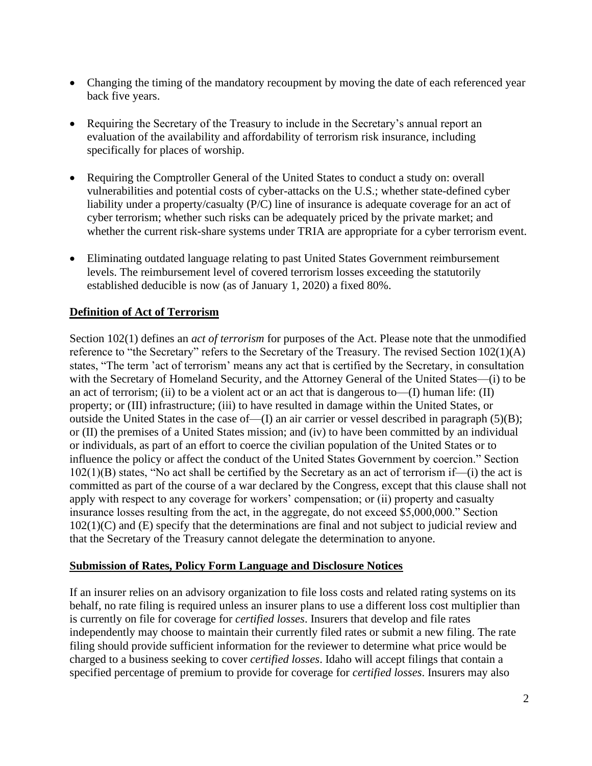- Changing the timing of the mandatory recoupment by moving the date of each referenced year back five years.

- Requiring the Secretary of the Treasury to include in the Secretary's annual report an evaluation of the availability and affordability of terrorism risk insurance, including specifically for places of worship.

- Requiring the Comptroller General of the United States to conduct a study on: overall vulnerabilities and potential costs of cyber-attacks on the U.S.; whether state-defined cyber liability under a property/casualty (P/C) line of insurance is adequate coverage for an act of cyber terrorism; whether such risks can be adequately priced by the private market; and whether the current risk-share systems under TRIA are appropriate for a cyber terrorism event.

- Eliminating outdated language relating to past United States Government reimbursement levels. The reimbursement level of covered terrorism losses exceeding the statutorily established deducible is now (as of January 1, 2020) a fixed 80%.

**Definition of Act of Terrorism**

Section 102(1) defines an *act of terrorism* for purposes of the Act. Please note that the unmodified reference to "the Secretary" refers to the Secretary of the Treasury. The revised Section 102(1)(A) states, "The term 'act of terrorism' means any act that is certified by the Secretary, in consultation with the Secretary of Homeland Security, and the Attorney General of the United States—(i) to be an act of terrorism; (ii) to be a violent act or an act that is dangerous to—(I) human life: (II) property; or (III) infrastructure; (iii) to have resulted in damage within the United States, or outside the United States in the case of—(I) an air carrier or vessel described in paragraph (5)(B); or (II) the premises of a United States mission; and (iv) to have been committed by an individual or individuals, as part of an effort to coerce the civilian population of the United States or to influence the policy or affect the conduct of the United States Government by coercion." Section 102(1)(B) states, "No act shall be certified by the Secretary as an act of terrorism if—(i) the act is committed as part of the course of a war declared by the Congress, except that this clause shall not apply with respect to any coverage for workers' compensation; or (ii) property and casualty insurance losses resulting from the act, in the aggregate, do not exceed \$5,000,000." Section 102(1)(C) and (E) specify that the determinations are final and not subject to judicial review and that the Secretary of the Treasury cannot delegate the determination to anyone.

**Submission of Rates, Policy Form Language and Disclosure Notices**

If an insurer relies on an advisory organization to file loss costs and related rating systems on its behalf, no rate filing is required unless an insurer plans to use a different loss cost multiplier than is currently on file for coverage for *certified losses*. Insurers that develop and file rates independently may choose to maintain their currently filed rates or submit a new filing. The rate filing should provide sufficient information for the reviewer to determine what price would be charged to a business seeking to cover *certified losses*. Idaho will accept filings that contain a specified percentage of premium to provide for coverage for *certified losses*. Insurers may also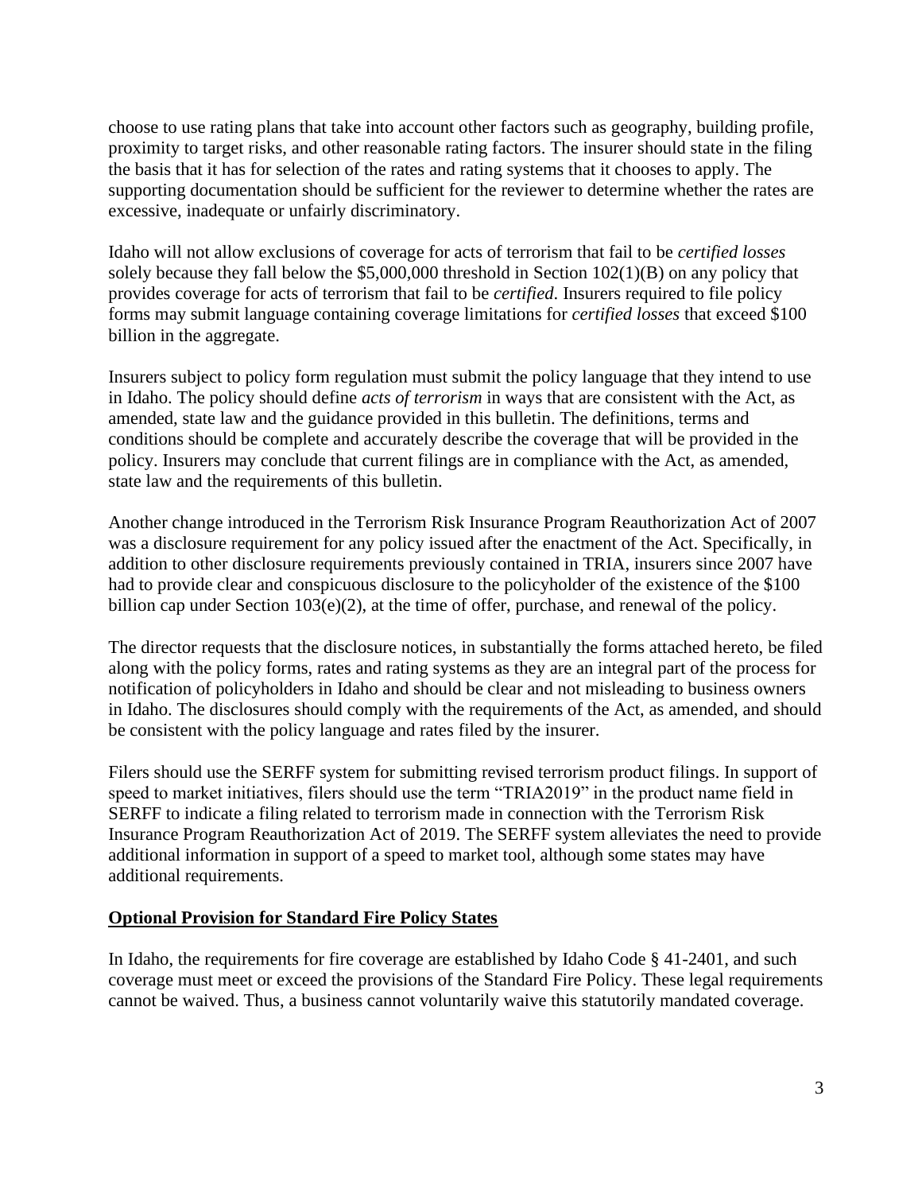choose to use rating plans that take into account other factors such as geography, building profile, proximity to target risks, and other reasonable rating factors. The insurer should state in the filing the basis that it has for selection of the rates and rating systems that it chooses to apply. The supporting documentation should be sufficient for the reviewer to determine whether the rates are excessive, inadequate or unfairly discriminatory.

Idaho will not allow exclusions of coverage for acts of terrorism that fail to be *certified losses* solely because they fall below the $5,000,000 threshold in Section 102(1)(B) on any policy that provides coverage for acts of terrorism that fail to be *certified*. Insurers required to file policy forms may submit language containing coverage limitations for *certified losses* that exceed $100 billion in the aggregate.

Insurers subject to policy form regulation must submit the policy language that they intend to use in Idaho. The policy should define *acts of terrorism* in ways that are consistent with the Act, as amended, state law and the guidance provided in this bulletin. The definitions, terms and conditions should be complete and accurately describe the coverage that will be provided in the policy. Insurers may conclude that current filings are in compliance with the Act, as amended, state law and the requirements of this bulletin.

Another change introduced in the Terrorism Risk Insurance Program Reauthorization Act of 2007 was a disclosure requirement for any policy issued after the enactment of the Act. Specifically, in addition to other disclosure requirements previously contained in TRIA, insurers since 2007 have had to provide clear and conspicuous disclosure to the policyholder of the existence of the $100 billion cap under Section 103(e)(2), at the time of offer, purchase, and renewal of the policy.

The director requests that the disclosure notices, in substantially the forms attached hereto, be filed along with the policy forms, rates and rating systems as they are an integral part of the process for notification of policyholders in Idaho and should be clear and not misleading to business owners in Idaho. The disclosures should comply with the requirements of the Act, as amended, and should be consistent with the policy language and rates filed by the insurer.

Filers should use the SERFF system for submitting revised terrorism product filings. In support of speed to market initiatives, filers should use the term "TRIA2019" in the product name field in SERFF to indicate a filing related to terrorism made in connection with the Terrorism Risk Insurance Program Reauthorization Act of 2019. The SERFF system alleviates the need to provide additional information in support of a speed to market tool, although some states may have additional requirements.

**Optional Provision for Standard Fire Policy States**

In Idaho, the requirements for fire coverage are established by Idaho Code § 41-2401, and such coverage must meet or exceed the provisions of the Standard Fire Policy. These legal requirements cannot be waived. Thus, a business cannot voluntarily waive this statutorily mandated coverage.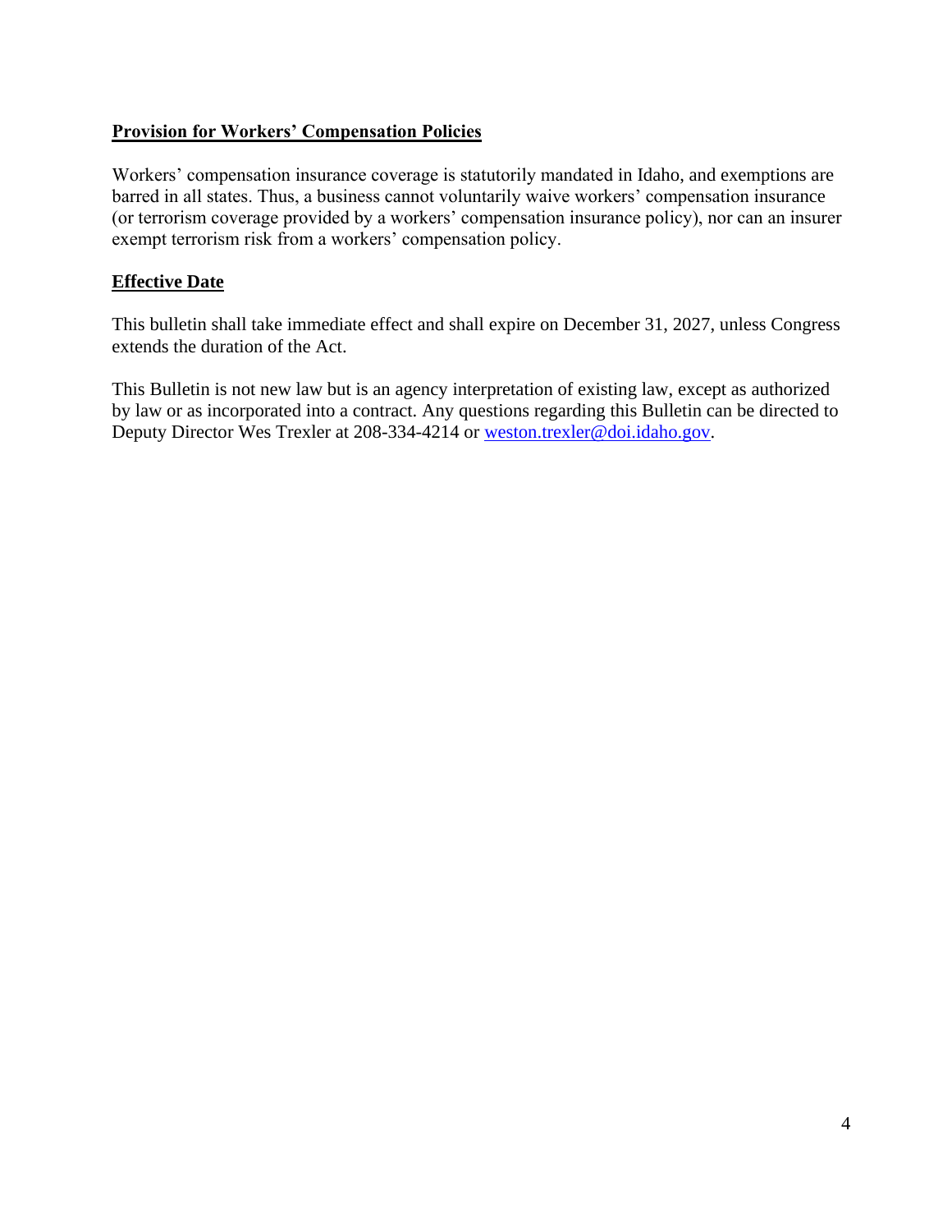## Provision for Workers' Compensation Policies

Workers' compensation insurance coverage is statutorily mandated in Idaho, and exemptions are barred in all states. Thus, a business cannot voluntarily waive workers' compensation insurance (or terrorism coverage provided by a workers' compensation insurance policy), nor can an insurer exempt terrorism risk from a workers' compensation policy.

## Effective Date

This bulletin shall take immediate effect and shall expire on December 31, 2027, unless Congress extends the duration of the Act.

This Bulletin is not new law but is an agency interpretation of existing law, except as authorized by law or as incorporated into a contract. Any questions regarding this Bulletin can be directed to Deputy Director Wes Trexler at 208-334-4214 or weston.trexler@doi.idaho.gov.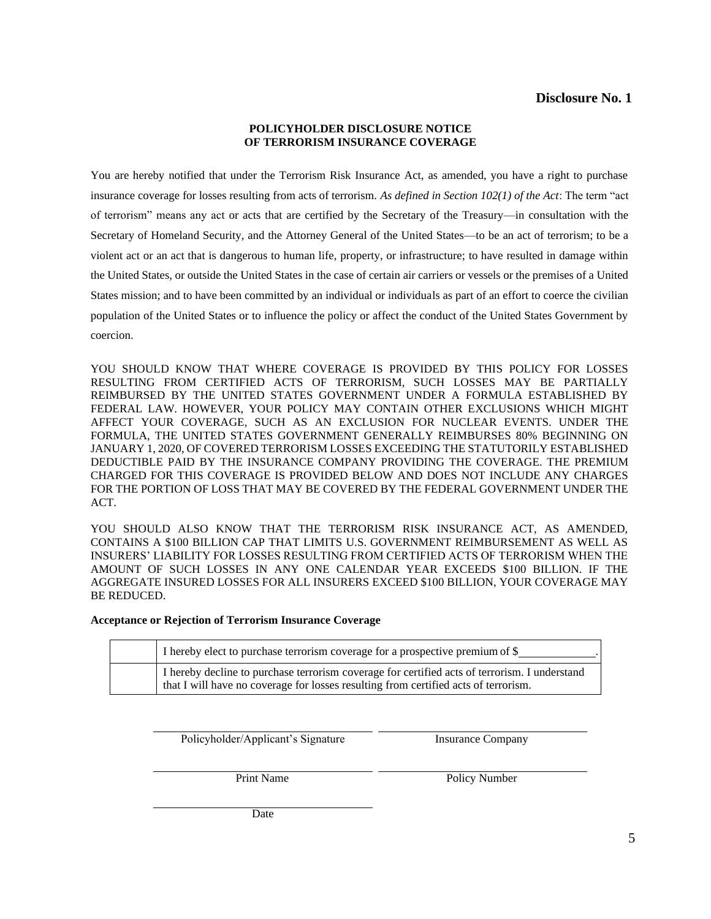**Disclosure No. 1**

## POLICYHOLDER DISCLOSURE NOTICE OF TERRORISM INSURANCE COVERAGE

You are hereby notified that under the Terrorism Risk Insurance Act, as amended, you have a right to purchase insurance coverage for losses resulting from acts of terrorism. *As defined in Section 102(1) of the Act*: The term "act of terrorism" means any act or acts that are certified by the Secretary of the Treasury—in consultation with the Secretary of Homeland Security, and the Attorney General of the United States—to be an act of terrorism; to be a violent act or an act that is dangerous to human life, property, or infrastructure; to have resulted in damage within the United States, or outside the United States in the case of certain air carriers or vessels or the premises of a United States mission; and to have been committed by an individual or individuals as part of an effort to coerce the civilian population of the United States or to influence the policy or affect the conduct of the United States Government by coercion.

YOU SHOULD KNOW THAT WHERE COVERAGE IS PROVIDED BY THIS POLICY FOR LOSSES RESULTING FROM CERTIFIED ACTS OF TERRORISM, SUCH LOSSES MAY BE PARTIALLY REIMBURSED BY THE UNITED STATES GOVERNMENT UNDER A FORMULA ESTABLISHED BY FEDERAL LAW. HOWEVER, YOUR POLICY MAY CONTAIN OTHER EXCLUSIONS WHICH MIGHT AFFECT YOUR COVERAGE, SUCH AS AN EXCLUSION FOR NUCLEAR EVENTS. UNDER THE FORMULA, THE UNITED STATES GOVERNMENT GENERALLY REIMBURSES 80% BEGINNING ON JANUARY 1, 2020, OF COVERED TERRORISM LOSSES EXCEEDING THE STATUTORILY ESTABLISHED DEDUCTIBLE PAID BY THE INSURANCE COMPANY PROVIDING THE COVERAGE. THE PREMIUM CHARGED FOR THIS COVERAGE IS PROVIDED BELOW AND DOES NOT INCLUDE ANY CHARGES FOR THE PORTION OF LOSS THAT MAY BE COVERED BY THE FEDERAL GOVERNMENT UNDER THE ACT.

YOU SHOULD ALSO KNOW THAT THE TERRORISM RISK INSURANCE ACT, AS AMENDED, CONTAINS A $100 BILLION CAP THAT LIMITS U.S. GOVERNMENT REIMBURSEMENT AS WELL AS INSURERS' LIABILITY FOR LOSSES RESULTING FROM CERTIFIED ACTS OF TERRORISM WHEN THE AMOUNT OF SUCH LOSSES IN ANY ONE CALENDAR YEAR EXCEEDS $100 BILLION. IF THE AGGREGATE INSURED LOSSES FOR ALL INSURERS EXCEED $100 BILLION, YOUR COVERAGE MAY BE REDUCED.

**Acceptance or Rejection of Terrorism Insurance Coverage**

| | |
|---|---|
| | I hereby elect to purchase terrorism coverage for a prospective premium of $____________. |
| | I hereby decline to purchase terrorism coverage for certified acts of terrorism. I understand that I will have no coverage for losses resulting from certified acts of terrorism. |

| | |
|---|---|
| ______________________________ | ______________________________ |
| Policyholder/Applicant's Signature | Insurance Company |
| ______________________________ | ______________________________ |
| Print Name | Policy Number |
| ______________________________ | |
| Date | |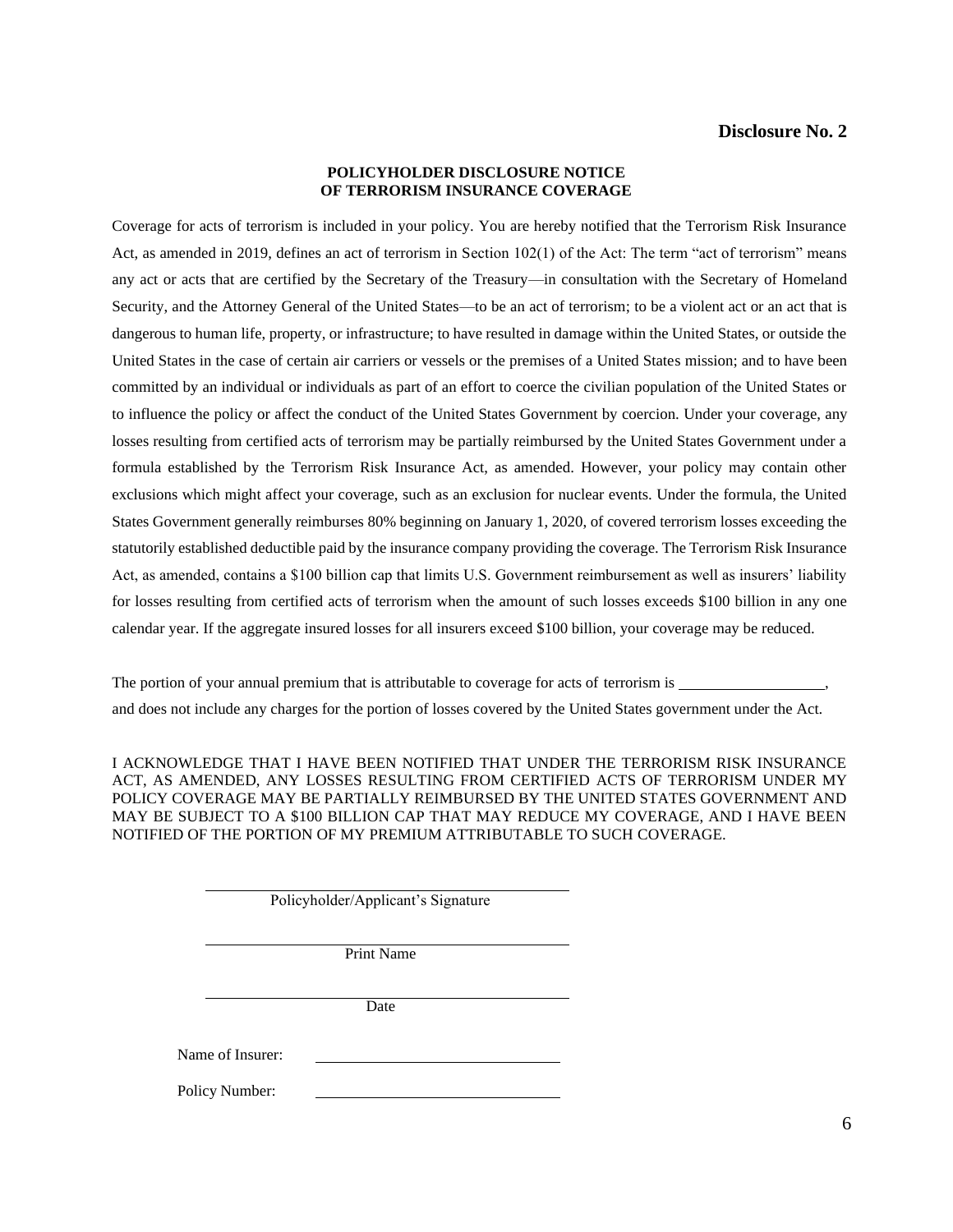**Disclosure No. 2**

**POLICYHOLDER DISCLOSURE NOTICE OF TERRORISM INSURANCE COVERAGE**

Coverage for acts of terrorism is included in your policy. You are hereby notified that the Terrorism Risk Insurance Act, as amended in 2019, defines an act of terrorism in Section 102(1) of the Act: The term "act of terrorism" means any act or acts that are certified by the Secretary of the Treasury—in consultation with the Secretary of Homeland Security, and the Attorney General of the United States—to be an act of terrorism; to be a violent act or an act that is dangerous to human life, property, or infrastructure; to have resulted in damage within the United States, or outside the United States in the case of certain air carriers or vessels or the premises of a United States mission; and to have been committed by an individual or individuals as part of an effort to coerce the civilian population of the United States or to influence the policy or affect the conduct of the United States Government by coercion. Under your coverage, any losses resulting from certified acts of terrorism may be partially reimbursed by the United States Government under a formula established by the Terrorism Risk Insurance Act, as amended. However, your policy may contain other exclusions which might affect your coverage, such as an exclusion for nuclear events. Under the formula, the United States Government generally reimburses 80% beginning on January 1, 2020, of covered terrorism losses exceeding the statutorily established deductible paid by the insurance company providing the coverage. The Terrorism Risk Insurance Act, as amended, contains a $100 billion cap that limits U.S. Government reimbursement as well as insurers' liability for losses resulting from certified acts of terrorism when the amount of such losses exceeds $100 billion in any one calendar year. If the aggregate insured losses for all insurers exceed $100 billion, your coverage may be reduced.

The portion of your annual premium that is attributable to coverage for acts of terrorism is ___________________, and does not include any charges for the portion of losses covered by the United States government under the Act.

I ACKNOWLEDGE THAT I HAVE BEEN NOTIFIED THAT UNDER THE TERRORISM RISK INSURANCE ACT, AS AMENDED, ANY LOSSES RESULTING FROM CERTIFIED ACTS OF TERRORISM UNDER MY POLICY COVERAGE MAY BE PARTIALLY REIMBURSED BY THE UNITED STATES GOVERNMENT AND MAY BE SUBJECT TO A $100 BILLION CAP THAT MAY REDUCE MY COVERAGE, AND I HAVE BEEN NOTIFIED OF THE PORTION OF MY PREMIUM ATTRIBUTABLE TO SUCH COVERAGE.

_______________________________________
Policyholder/Applicant's Signature

_______________________________________
Print Name

_______________________________________
Date

Name of Insurer: _______________________________

Policy Number: _______________________________